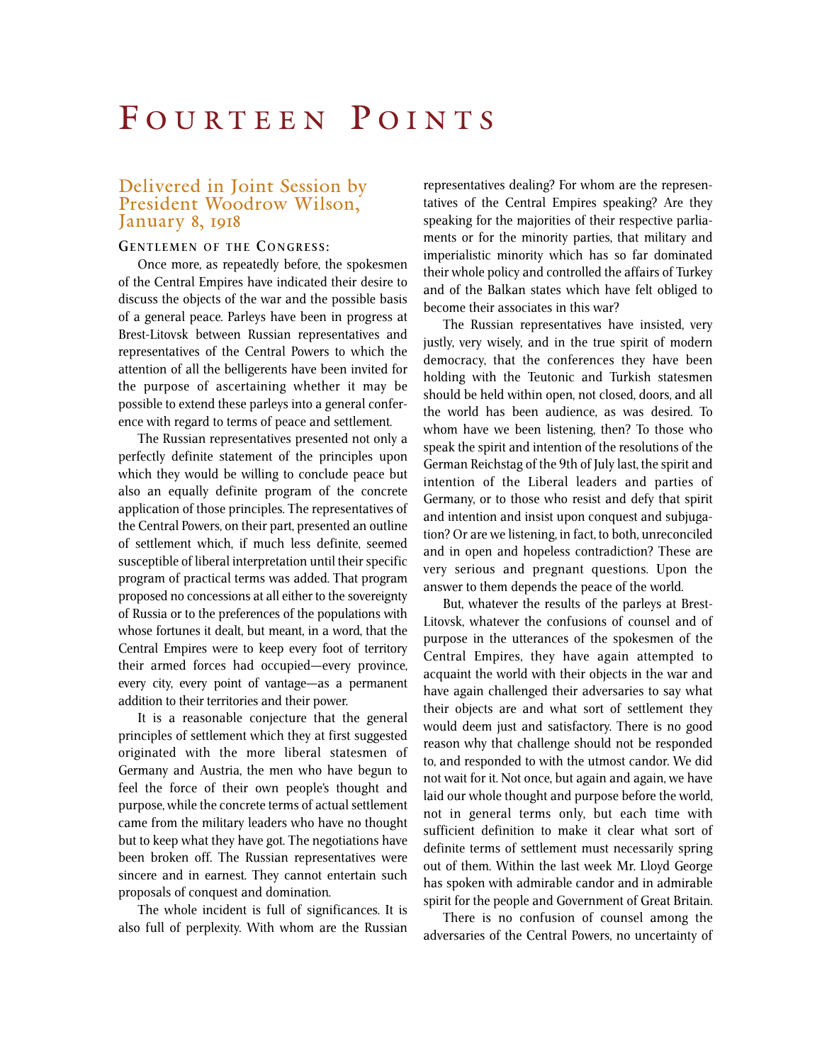# Fourteen Points

## Delivered in Joint Session by President Woodrow Wilson, January 8, 1918

Gentlemen of the Congress:

Once more, as repeatedly before, the spokesmen of the Central Empires have indicated their desire to discuss the objects of the war and the possible basis of a general peace. Parleys have been in progress at Brest-Litovsk between Russian representatives and representatives of the Central Powers to which the attention of all the belligerents have been invited for the purpose of ascertaining whether it may be possible to extend these parleys into a general conference with regard to terms of peace and settlement.

The Russian representatives presented not only a perfectly definite statement of the principles upon which they would be willing to conclude peace but also an equally definite program of the concrete application of those principles. The representatives of the Central Powers, on their part, presented an outline of settlement which, if much less definite, seemed susceptible of liberal interpretation until their specific program of practical terms was added. That program proposed no concessions at all either to the sovereignty of Russia or to the preferences of the populations with whose fortunes it dealt, but meant, in a word, that the Central Empires were to keep every foot of territory their armed forces had occupied—every province, every city, every point of vantage—as a permanent addition to their territories and their power.

It is a reasonable conjecture that the general principles of settlement which they at first suggested originated with the more liberal statesmen of Germany and Austria, the men who have begun to feel the force of their own people's thought and purpose, while the concrete terms of actual settlement came from the military leaders who have no thought but to keep what they have got. The negotiations have been broken off. The Russian representatives were sincere and in earnest. They cannot entertain such proposals of conquest and domination.

The whole incident is full of significances. It is also full of perplexity. With whom are the Russian representatives dealing? For whom are the representatives of the Central Empires speaking? Are they speaking for the majorities of their respective parliaments or for the minority parties, that military and imperialistic minority which has so far dominated their whole policy and controlled the affairs of Turkey and of the Balkan states which have felt obliged to become their associates in this war?

The Russian representatives have insisted, very justly, very wisely, and in the true spirit of modern democracy, that the conferences they have been holding with the Teutonic and Turkish statesmen should be held within open, not closed, doors, and all the world has been audience, as was desired. To whom have we been listening, then? To those who speak the spirit and intention of the resolutions of the German Reichstag of the 9th of July last, the spirit and intention of the Liberal leaders and parties of Germany, or to those who resist and defy that spirit and intention and insist upon conquest and subjugation? Or are we listening, in fact, to both, unreconciled and in open and hopeless contradiction? These are very serious and pregnant questions. Upon the answer to them depends the peace of the world.

But, whatever the results of the parleys at Brest-Litovsk, whatever the confusions of counsel and of purpose in the utterances of the spokesmen of the Central Empires, they have again attempted to acquaint the world with their objects in the war and have again challenged their adversaries to say what their objects are and what sort of settlement they would deem just and satisfactory. There is no good reason why that challenge should not be responded to, and responded to with the utmost candor. We did not wait for it. Not once, but again and again, we have laid our whole thought and purpose before the world, not in general terms only, but each time with sufficient definition to make it clear what sort of definite terms of settlement must necessarily spring out of them. Within the last week Mr. Lloyd George has spoken with admirable candor and in admirable spirit for the people and Government of Great Britain.

There is no confusion of counsel among the adversaries of the Central Powers, no uncertainty of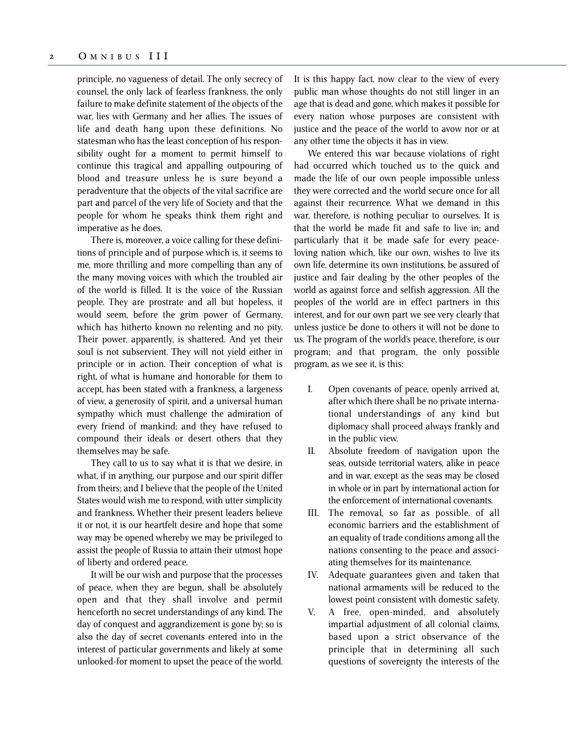principle, no vagueness of detail. The only secrecy of counsel, the only lack of fearless frankness, the only failure to make definite statement of the objects of the war, lies with Germany and her allies. The issues of life and death hang upon these definitions. No statesman who has the least conception of his responsibility ought for a moment to permit himself to continue this tragical and appalling outpouring of blood and treasure unless he is sure beyond a peradventure that the objects of the vital sacrifice are part and parcel of the very life of Society and that the people for whom he speaks think them right and imperative as he does.

There is, moreover, a voice calling for these definitions of principle and of purpose which is, it seems to me, more thrilling and more compelling than any of the many moving voices with which the troubled air of the world is filled. It is the voice of the Russian people. They are prostrate and all but hopeless, it would seem, before the grim power of Germany, which has hitherto known no relenting and no pity. Their power, apparently, is shattered. And yet their soul is not subservient. They will not yield either in principle or in action. Their conception of what is right, of what is humane and honorable for them to accept, has been stated with a frankness, a largeness of view, a generosity of spirit, and a universal human sympathy which must challenge the admiration of every friend of mankind; and they have refused to compound their ideals or desert others that they themselves may be safe.

They call to us to say what it is that we desire, in what, if in anything, our purpose and our spirit differ from theirs; and I believe that the people of the United States would wish me to respond, with utter simplicity and frankness. Whether their present leaders believe it or not, it is our heartfelt desire and hope that some way may be opened whereby we may be privileged to assist the people of Russia to attain their utmost hope of liberty and ordered peace.

It will be our wish and purpose that the processes of peace, when they are begun, shall be absolutely open and that they shall involve and permit henceforth no secret understandings of any kind. The day of conquest and aggrandizement is gone by; so is also the day of secret covenants entered into in the interest of particular governments and likely at some unlooked-for moment to upset the peace of the world. It is this happy fact, now clear to the view of every public man whose thoughts do not still linger in an age that is dead and gone, which makes it possible for every nation whose purposes are consistent with justice and the peace of the world to avow nor or at any other time the objects it has in view.

We entered this war because violations of right had occurred which touched us to the quick and made the life of our own people impossible unless they were corrected and the world secure once for all against their recurrence. What we demand in this war, therefore, is nothing peculiar to ourselves. It is that the world be made fit and safe to live in; and particularly that it be made safe for every peace-loving nation which, like our own, wishes to live its own life, determine its own institutions, be assured of justice and fair dealing by the other peoples of the world as against force and selfish aggression. All the peoples of the world are in effect partners in this interest, and for our own part we see very clearly that unless justice be done to others it will not be done to us. The program of the world's peace, therefore, is our program; and that program, the only possible program, as we see it, is this:

I. Open covenants of peace, openly arrived at, after which there shall be no private international understandings of any kind but diplomacy shall proceed always frankly and in the public view.

II. Absolute freedom of navigation upon the seas, outside territorial waters, alike in peace and in war, except as the seas may be closed in whole or in part by international action for the enforcement of international covenants.

III. The removal, so far as possible, of all economic barriers and the establishment of an equality of trade conditions among all the nations consenting to the peace and associating themselves for its maintenance.

IV. Adequate guarantees given and taken that national armaments will be reduced to the lowest point consistent with domestic safety.

V. A free, open-minded, and absolutely impartial adjustment of all colonial claims, based upon a strict observance of the principle that in determining all such questions of sovereignty the interests of the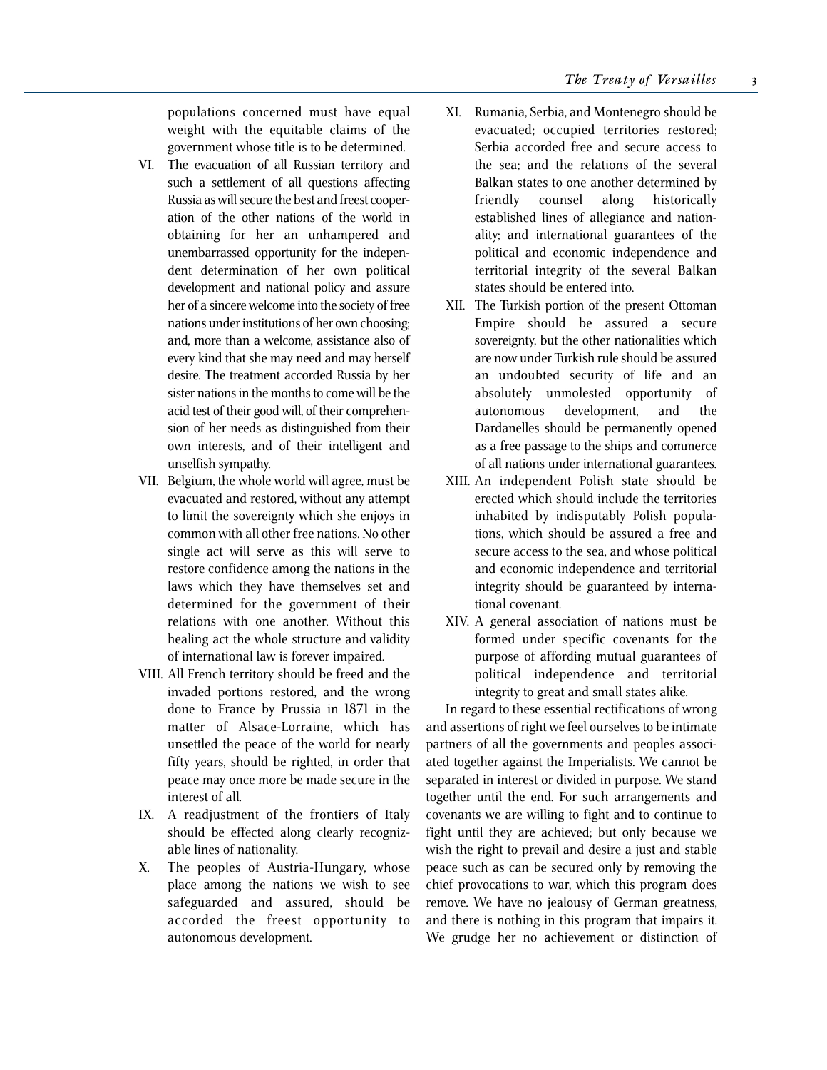populations concerned must have equal weight with the equitable claims of the government whose title is to be determined.

VI. The evacuation of all Russian territory and such a settlement of all questions affecting Russia as will secure the best and freest cooperation of the other nations of the world in obtaining for her an unhampered and unembarrassed opportunity for the independent determination of her own political development and national policy and assure her of a sincere welcome into the society of free nations under institutions of her own choosing; and, more than a welcome, assistance also of every kind that she may need and may herself desire. The treatment accorded Russia by her sister nations in the months to come will be the acid test of their good will, of their comprehension of her needs as distinguished from their own interests, and of their intelligent and unselfish sympathy.

VII. Belgium, the whole world will agree, must be evacuated and restored, without any attempt to limit the sovereignty which she enjoys in common with all other free nations. No other single act will serve as this will serve to restore confidence among the nations in the laws which they have themselves set and determined for the government of their relations with one another. Without this healing act the whole structure and validity of international law is forever impaired.

VIII. All French territory should be freed and the invaded portions restored, and the wrong done to France by Prussia in 1871 in the matter of Alsace-Lorraine, which has unsettled the peace of the world for nearly fifty years, should be righted, in order that peace may once more be made secure in the interest of all.

IX. A readjustment of the frontiers of Italy should be effected along clearly recognizable lines of nationality.

X. The peoples of Austria-Hungary, whose place among the nations we wish to see safeguarded and assured, should be accorded the freest opportunity to autonomous development.

XI. Rumania, Serbia, and Montenegro should be evacuated; occupied territories restored; Serbia accorded free and secure access to the sea; and the relations of the several Balkan states to one another determined by friendly counsel along historically established lines of allegiance and nationality; and international guarantees of the political and economic independence and territorial integrity of the several Balkan states should be entered into.

XII. The Turkish portion of the present Ottoman Empire should be assured a secure sovereignty, but the other nationalities which are now under Turkish rule should be assured an undoubted security of life and an absolutely unmolested opportunity of autonomous development, and the Dardanelles should be permanently opened as a free passage to the ships and commerce of all nations under international guarantees.

XIII. An independent Polish state should be erected which should include the territories inhabited by indisputably Polish populations, which should be assured a free and secure access to the sea, and whose political and economic independence and territorial integrity should be guaranteed by international covenant.

XIV. A general association of nations must be formed under specific covenants for the purpose of affording mutual guarantees of political independence and territorial integrity to great and small states alike.

In regard to these essential rectifications of wrong and assertions of right we feel ourselves to be intimate partners of all the governments and peoples associated together against the Imperialists. We cannot be separated in interest or divided in purpose. We stand together until the end. For such arrangements and covenants we are willing to fight and to continue to fight until they are achieved; but only because we wish the right to prevail and desire a just and stable peace such as can be secured only by removing the chief provocations to war, which this program does remove. We have no jealousy of German greatness, and there is nothing in this program that impairs it. We grudge her no achievement or distinction of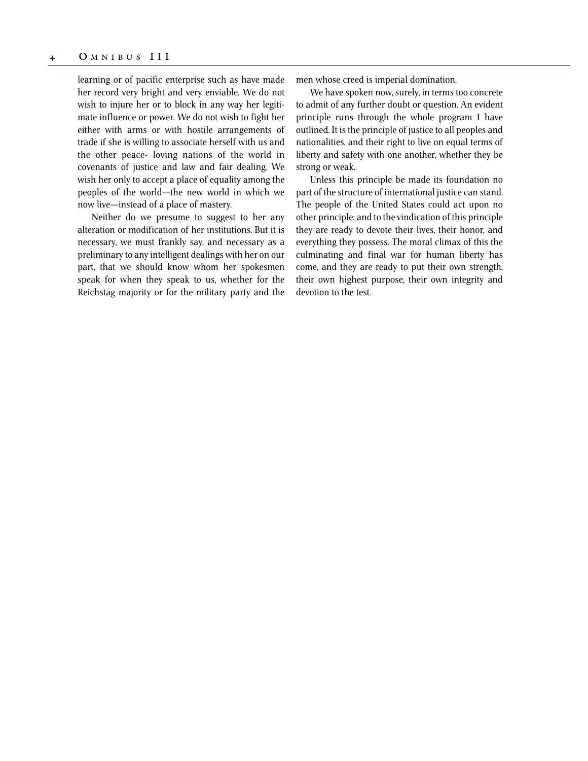learning or of pacific enterprise such as have made her record very bright and very enviable. We do not wish to injure her or to block in any way her legitimate influence or power. We do not wish to fight her either with arms or with hostile arrangements of trade if she is willing to associate herself with us and the other peace- loving nations of the world in covenants of justice and law and fair dealing. We wish her only to accept a place of equality among the peoples of the world—the new world in which we now live—instead of a place of mastery.

Neither do we presume to suggest to her any alteration or modification of her institutions. But it is necessary, we must frankly say, and necessary as a preliminary to any intelligent dealings with her on our part, that we should know whom her spokesmen speak for when they speak to us, whether for the Reichstag majority or for the military party and the men whose creed is imperial domination.

We have spoken now, surely, in terms too concrete to admit of any further doubt or question. An evident principle runs through the whole program I have outlined. It is the principle of justice to all peoples and nationalities, and their right to live on equal terms of liberty and safety with one another, whether they be strong or weak.

Unless this principle be made its foundation no part of the structure of international justice can stand. The people of the United States could act upon no other principle; and to the vindication of this principle they are ready to devote their lives, their honor, and everything they possess. The moral climax of this the culminating and final war for human liberty has come, and they are ready to put their own strength, their own highest purpose, their own integrity and devotion to the test.